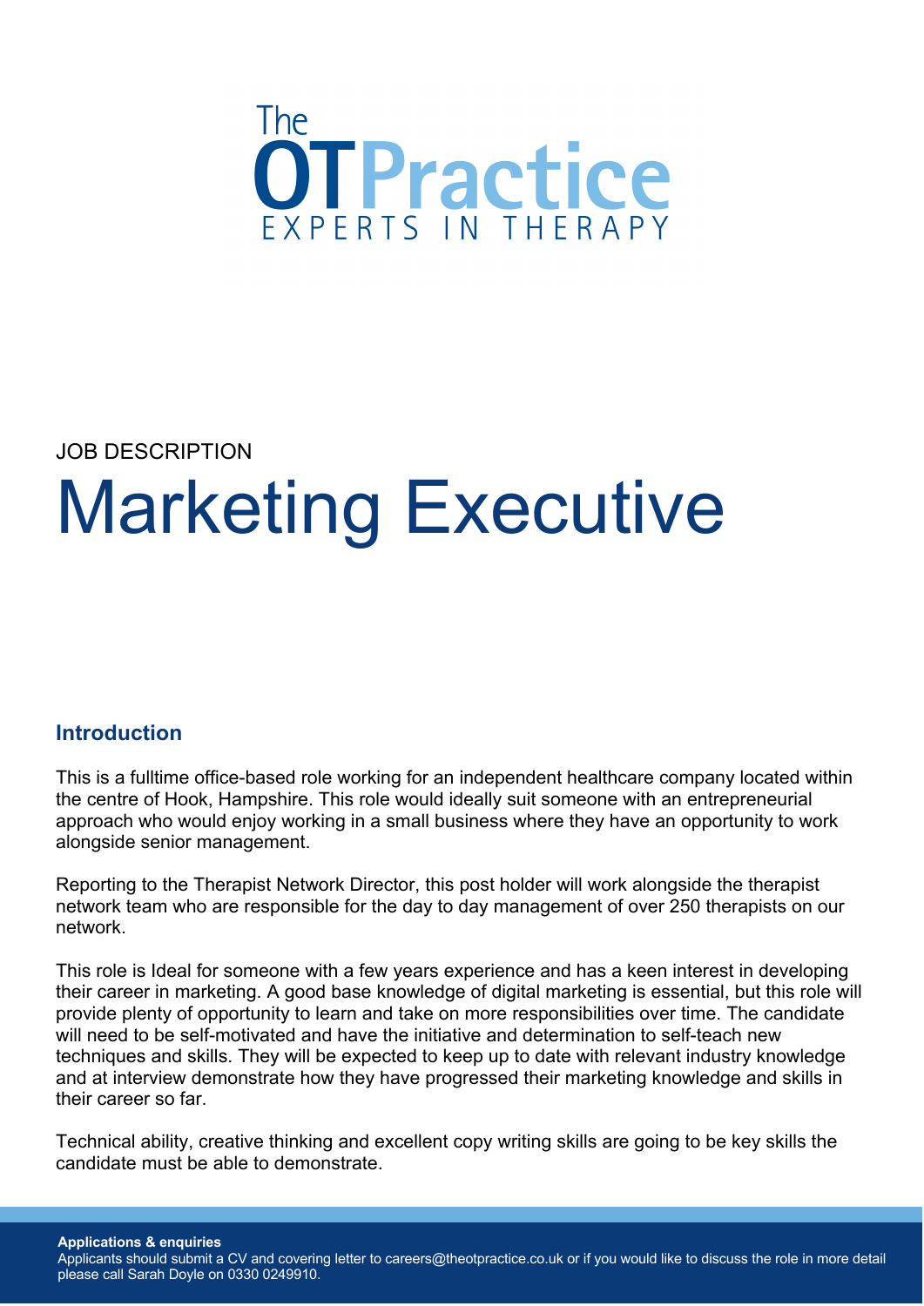The OTPractice

EXPERTS IN THERAPY

JOB DESCRIPTION

# Marketing Executive

## Introduction

This is a fulltime office-based role working for an independent healthcare company located within the centre of Hook, Hampshire. This role would ideally suit someone with an entrepreneurial approach who would enjoy working in a small business where they have an opportunity to work alongside senior management.

Reporting to the Therapist Network Director, this post holder will work alongside the therapist network team who are responsible for the day to day management of over 250 therapists on our network.

This role is Ideal for someone with a few years experience and has a keen interest in developing their career in marketing. A good base knowledge of digital marketing is essential, but this role will provide plenty of opportunity to learn and take on more responsibilities over time. The candidate will need to be self-motivated and have the initiative and determination to self-teach new techniques and skills. They will be expected to keep up to date with relevant industry knowledge and at interview demonstrate how they have progressed their marketing knowledge and skills in their career so far.

Technical ability, creative thinking and excellent copy writing skills are going to be key skills the candidate must be able to demonstrate.

**Applications & enquiries**
Applicants should submit a CV and covering letter to careers@theotpractice.co.uk or if you would like to discuss the role in more detail please call Sarah Doyle on 0330 0249910.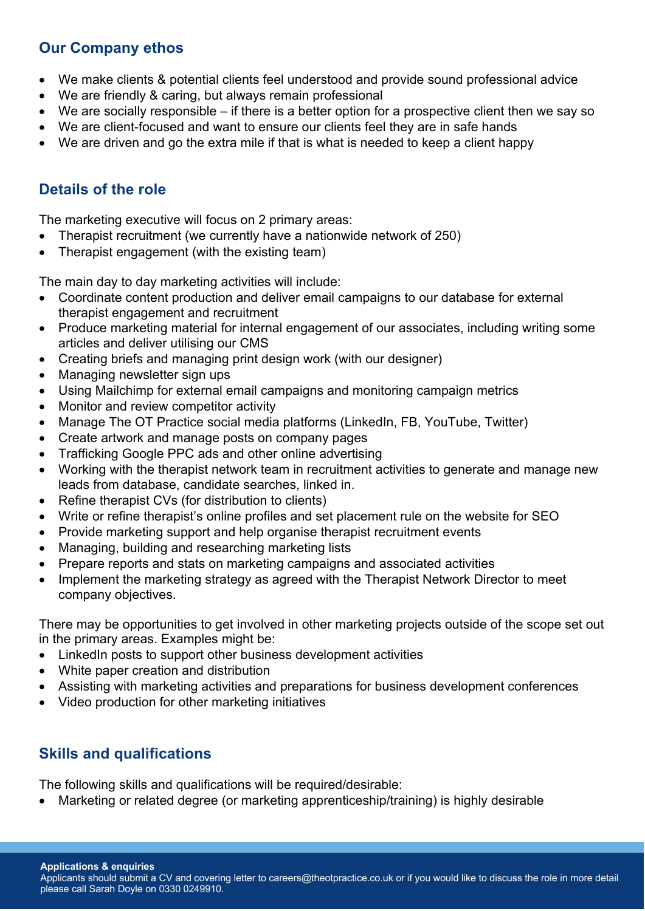## Our Company ethos

- We make clients & potential clients feel understood and provide sound professional advice
- We are friendly & caring, but always remain professional
- We are socially responsible – if there is a better option for a prospective client then we say so
- We are client-focused and want to ensure our clients feel they are in safe hands
- We are driven and go the extra mile if that is what is needed to keep a client happy

## Details of the role

The marketing executive will focus on 2 primary areas:

- Therapist recruitment (we currently have a nationwide network of 250)
- Therapist engagement (with the existing team)

The main day to day marketing activities will include:

- Coordinate content production and deliver email campaigns to our database for external therapist engagement and recruitment
- Produce marketing material for internal engagement of our associates, including writing some articles and deliver utilising our CMS
- Creating briefs and managing print design work (with our designer)
- Managing newsletter sign ups
- Using Mailchimp for external email campaigns and monitoring campaign metrics
- Monitor and review competitor activity
- Manage The OT Practice social media platforms (LinkedIn, FB, YouTube, Twitter)
- Create artwork and manage posts on company pages
- Trafficking Google PPC ads and other online advertising
- Working with the therapist network team in recruitment activities to generate and manage new leads from database, candidate searches, linked in.
- Refine therapist CVs (for distribution to clients)
- Write or refine therapist's online profiles and set placement rule on the website for SEO
- Provide marketing support and help organise therapist recruitment events
- Managing, building and researching marketing lists
- Prepare reports and stats on marketing campaigns and associated activities
- Implement the marketing strategy as agreed with the Therapist Network Director to meet company objectives.

There may be opportunities to get involved in other marketing projects outside of the scope set out in the primary areas. Examples might be:

- LinkedIn posts to support other business development activities
- White paper creation and distribution
- Assisting with marketing activities and preparations for business development conferences
- Video production for other marketing initiatives

## Skills and qualifications

The following skills and qualifications will be required/desirable:

- Marketing or related degree (or marketing apprenticeship/training) is highly desirable

**Applications & enquiries**
Applicants should submit a CV and covering letter to careers@theotpractice.co.uk or if you would like to discuss the role in more detail please call Sarah Doyle on 0330 0249910.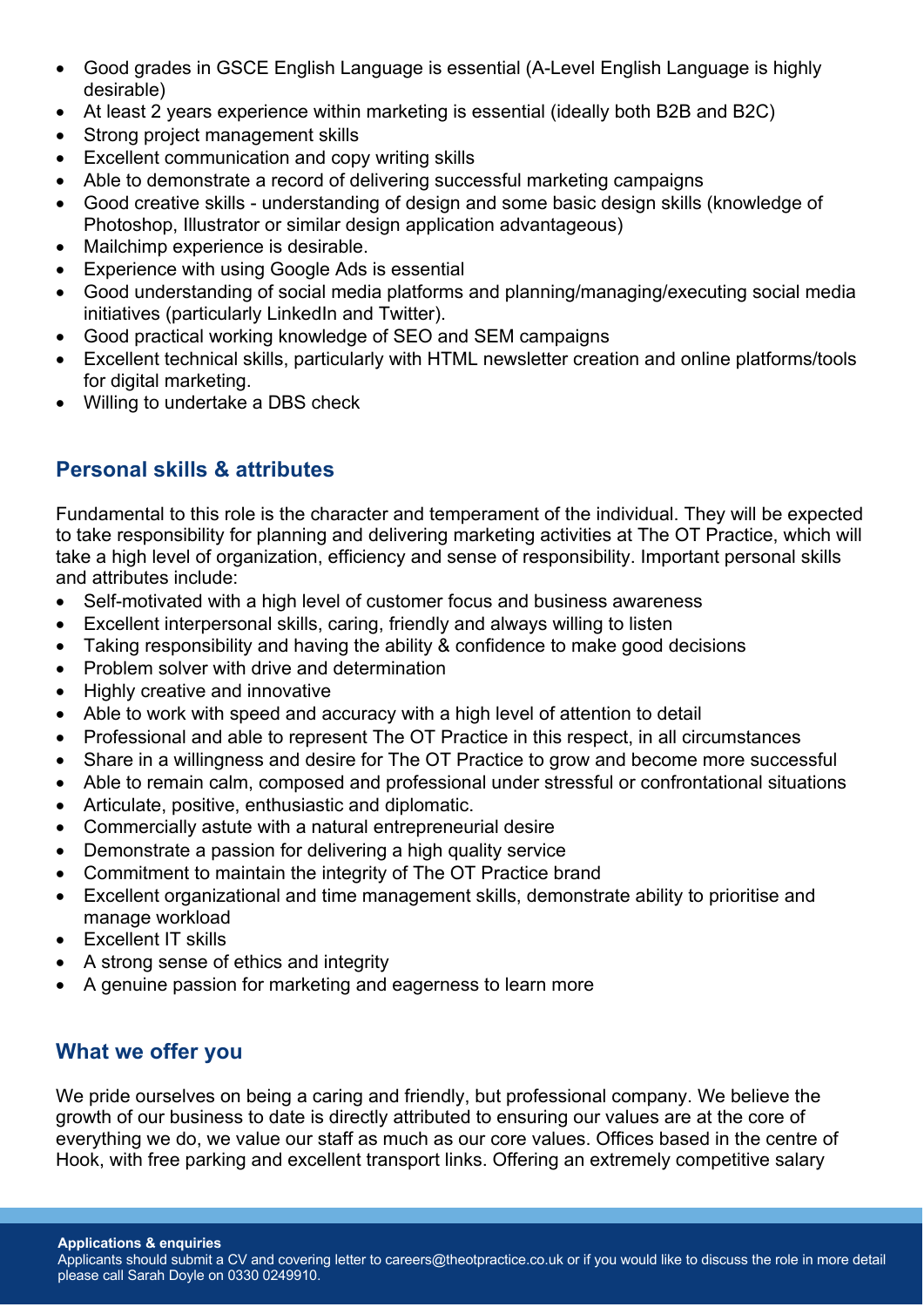- Good grades in GSCE English Language is essential (A-Level English Language is highly desirable)
- At least 2 years experience within marketing is essential (ideally both B2B and B2C)
- Strong project management skills
- Excellent communication and copy writing skills
- Able to demonstrate a record of delivering successful marketing campaigns
- Good creative skills - understanding of design and some basic design skills (knowledge of Photoshop, Illustrator or similar design application advantageous)
- Mailchimp experience is desirable.
- Experience with using Google Ads is essential
- Good understanding of social media platforms and planning/managing/executing social media initiatives (particularly LinkedIn and Twitter).
- Good practical working knowledge of SEO and SEM campaigns
- Excellent technical skills, particularly with HTML newsletter creation and online platforms/tools for digital marketing.
- Willing to undertake a DBS check

## Personal skills & attributes

Fundamental to this role is the character and temperament of the individual. They will be expected to take responsibility for planning and delivering marketing activities at The OT Practice, which will take a high level of organization, efficiency and sense of responsibility. Important personal skills and attributes include:

- Self-motivated with a high level of customer focus and business awareness
- Excellent interpersonal skills, caring, friendly and always willing to listen
- Taking responsibility and having the ability & confidence to make good decisions
- Problem solver with drive and determination
- Highly creative and innovative
- Able to work with speed and accuracy with a high level of attention to detail
- Professional and able to represent The OT Practice in this respect, in all circumstances
- Share in a willingness and desire for The OT Practice to grow and become more successful
- Able to remain calm, composed and professional under stressful or confrontational situations
- Articulate, positive, enthusiastic and diplomatic.
- Commercially astute with a natural entrepreneurial desire
- Demonstrate a passion for delivering a high quality service
- Commitment to maintain the integrity of The OT Practice brand
- Excellent organizational and time management skills, demonstrate ability to prioritise and manage workload
- Excellent IT skills
- A strong sense of ethics and integrity
- A genuine passion for marketing and eagerness to learn more

## What we offer you

We pride ourselves on being a caring and friendly, but professional company. We believe the growth of our business to date is directly attributed to ensuring our values are at the core of everything we do, we value our staff as much as our core values. Offices based in the centre of Hook, with free parking and excellent transport links. Offering an extremely competitive salary

**Applications & enquiries**
Applicants should submit a CV and covering letter to careers@theotpractice.co.uk or if you would like to discuss the role in more detail please call Sarah Doyle on 0330 0249910.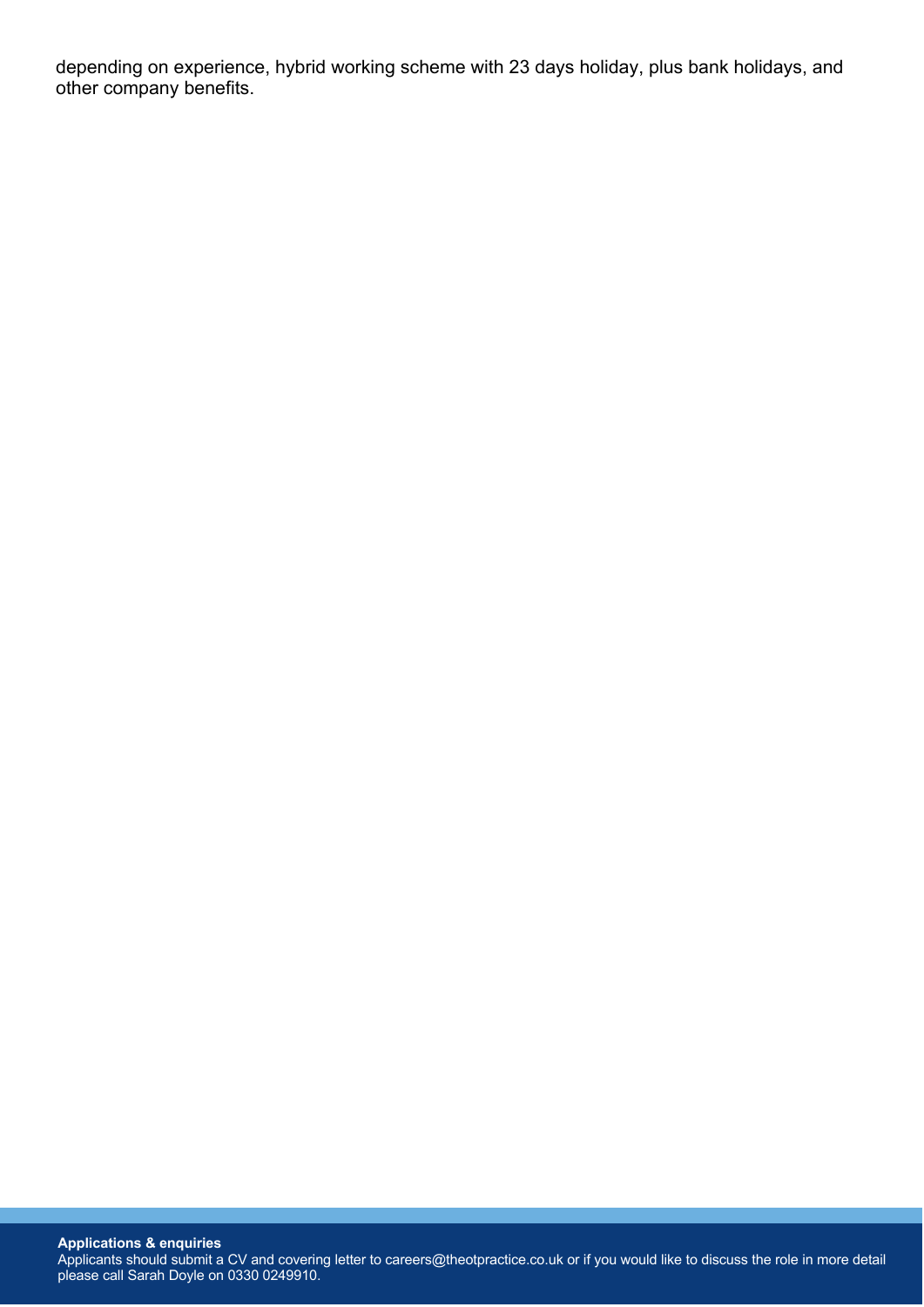depending on experience, hybrid working scheme with 23 days holiday, plus bank holidays, and other company benefits.

**Applications & enquiries**

Applicants should submit a CV and covering letter to careers@theotpractice.co.uk or if you would like to discuss the role in more detail please call Sarah Doyle on 0330 0249910.